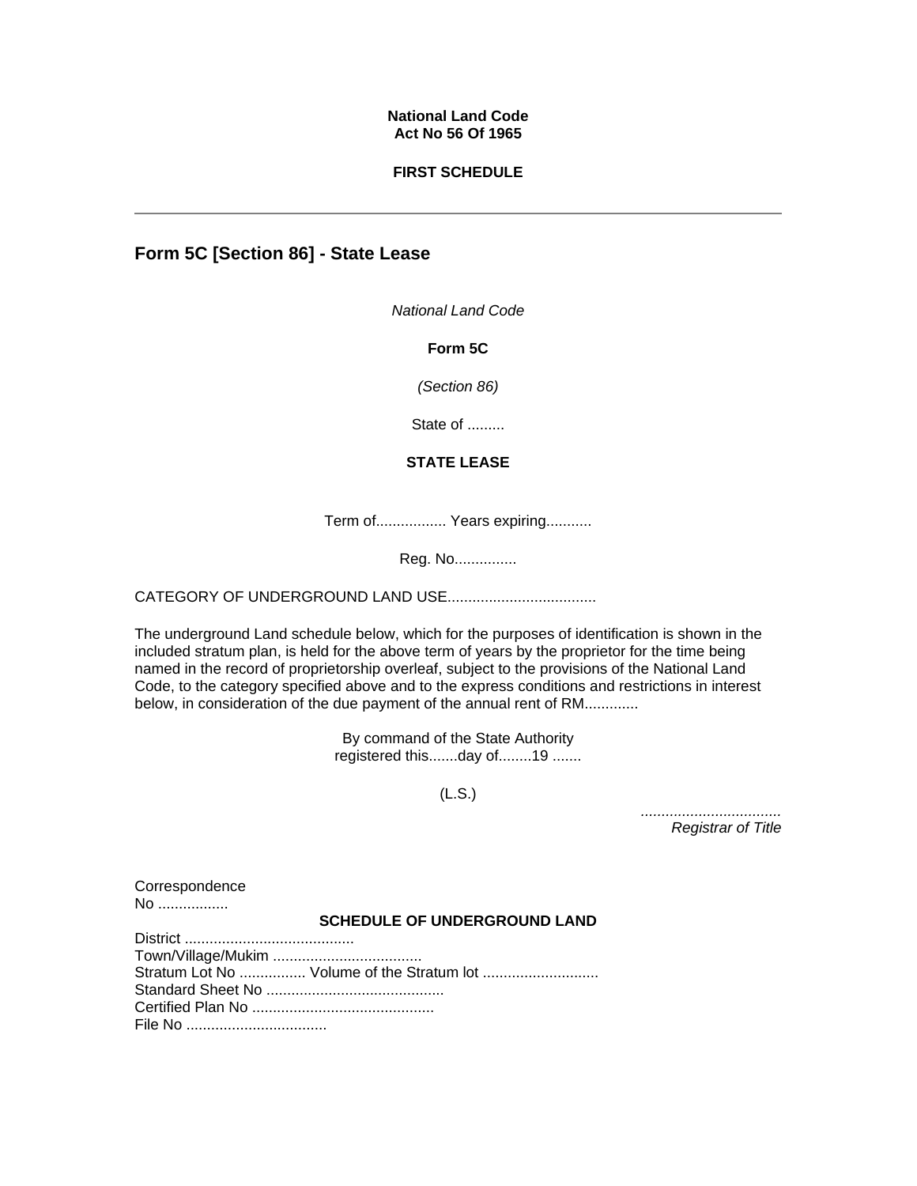**National Land Code**
**Act No 56 Of 1965**

**FIRST SCHEDULE**

---

## Form 5C [Section 86] - State Lease

*National Land Code*

**Form 5C**

*(Section 86)*

State of .........

**STATE LEASE**

Term of................. Years expiring...........

Reg. No...............

CATEGORY OF UNDERGROUND LAND USE...................................

The underground Land schedule below, which for the purposes of identification is shown in the included stratum plan, is held for the above term of years by the proprietor for the time being named in the record of proprietorship overleaf, subject to the provisions of the National Land Code, to the category specified above and to the express conditions and restrictions in interest below, in consideration of the due payment of the annual rent of RM............

By command of the State Authority
registered this.......day of........19 .......

(L.S.)

*..................................*
*Registrar of Title*

Correspondence
No .................

**SCHEDULE OF UNDERGROUND LAND**

District .........................................
Town/Village/Mukim ...................................
Stratum Lot No ................ Volume of the Stratum lot ............................
Standard Sheet No ..........................................
Certified Plan No ...........................................
File No ..................................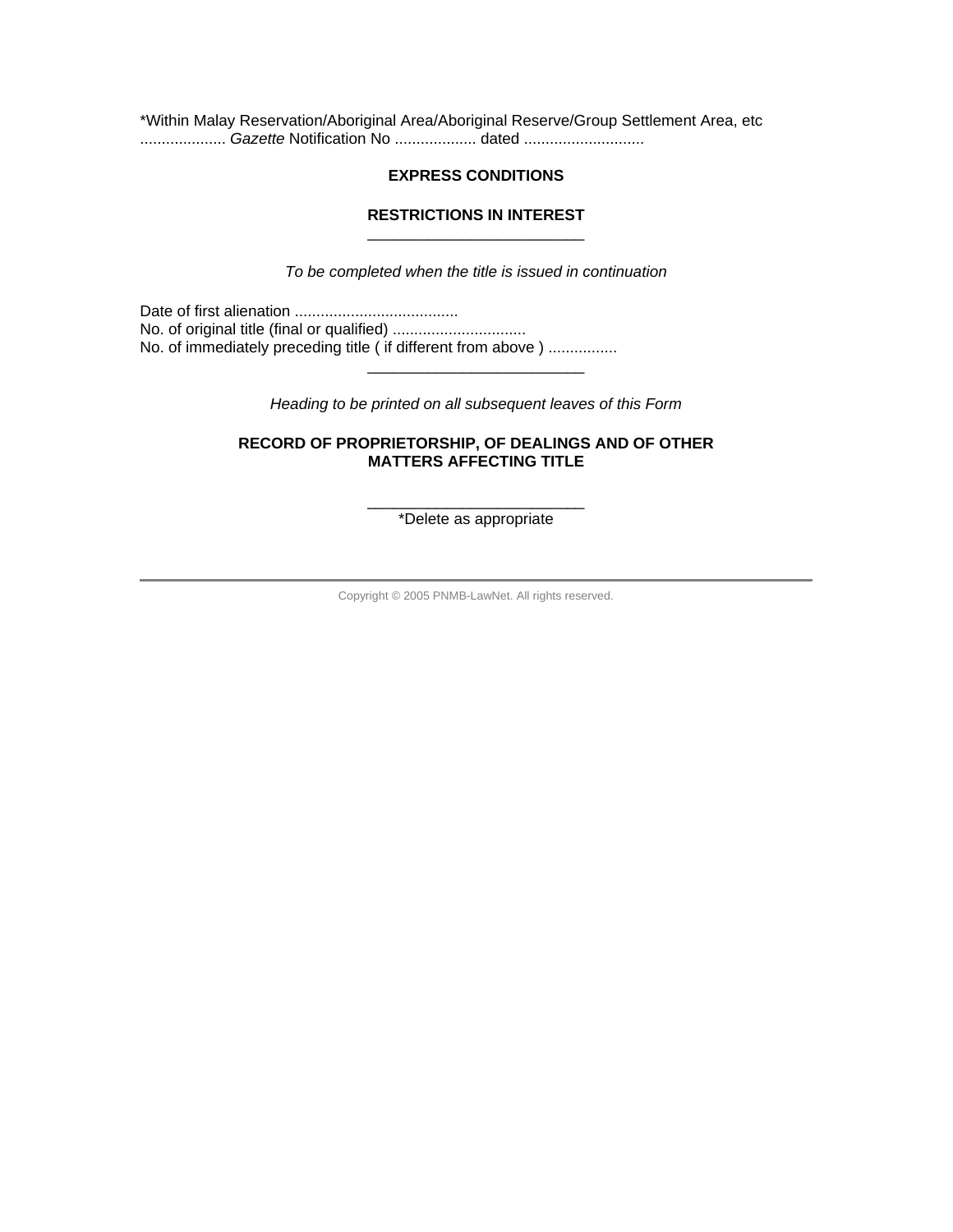*Within Malay Reservation/Aboriginal Area/Aboriginal Reserve/Group Settlement Area, etc
.................... *Gazette* Notification No ................... dated ............................

**EXPRESS CONDITIONS**

**RESTRICTIONS IN INTEREST**

---

*To be completed when the title is issued in continuation*

Date of first alienation ......................................
No. of original title (final or qualified) ...............................
No. of immediately preceding title ( if different from above ) ................

---

*Heading to be printed on all subsequent leaves of this Form*

**RECORD OF PROPRIETORSHIP, OF DEALINGS AND OF OTHER MATTERS AFFECTING TITLE**

---

*Delete as appropriate